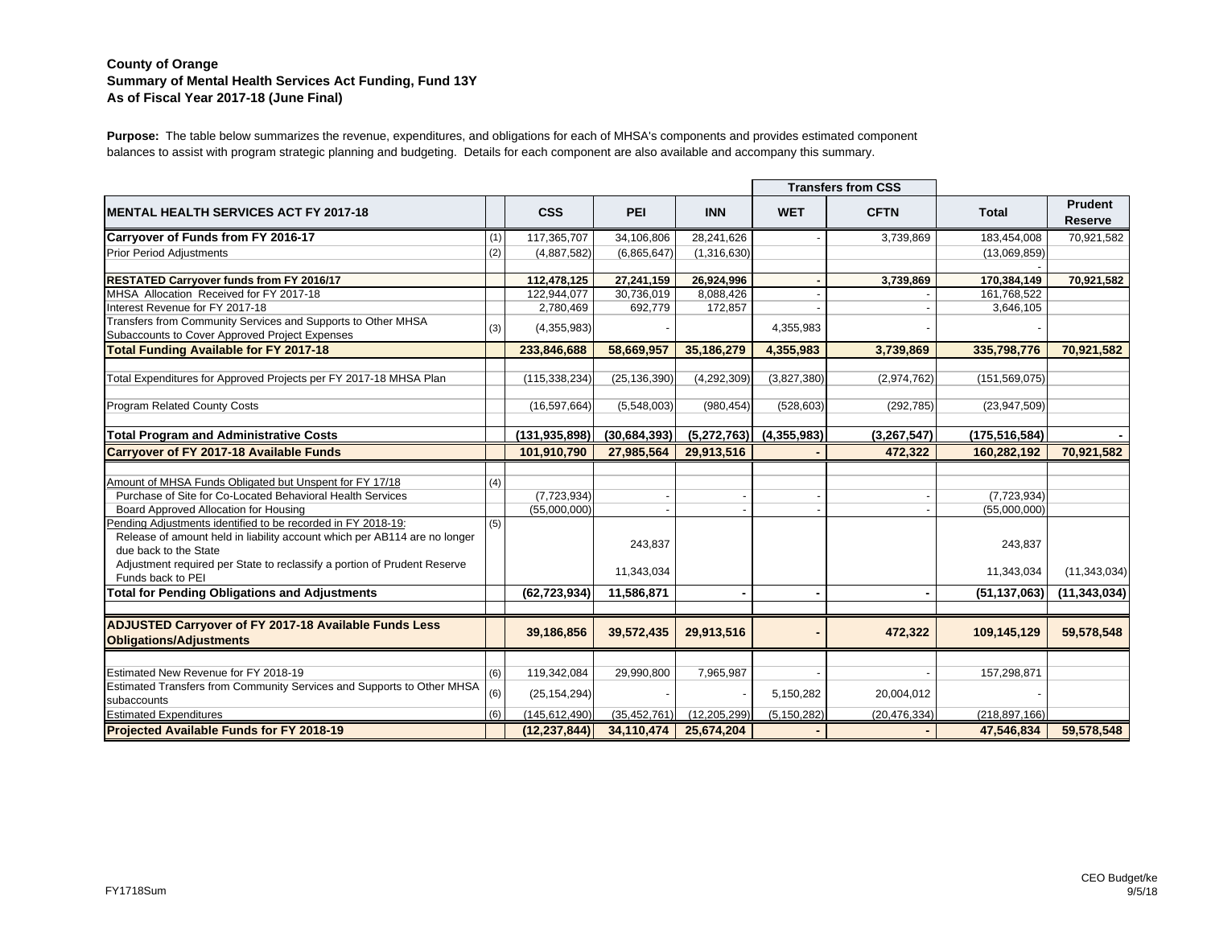**County of Orange**
**Summary of Mental Health Services Act Funding, Fund 13Y**
**As of Fiscal Year 2017-18 (June Final)**

**Purpose:** The table below summarizes the revenue, expenditures, and obligations for each of MHSA's components and provides estimated component balances to assist with program strategic planning and budgeting. Details for each component are also available and accompany this summary.

| | | | | | Transfers from CSS | | | |
|---|---|---|---|---|---|---|---|---|
| **MENTAL HEALTH SERVICES ACT FY 2017-18** | | **CSS** | **PEI** | **INN** | **WET** | **CFTN** | **Total** | **Prudent Reserve** |
| **Carryover of Funds from FY 2016-17** | (1) | 117,365,707 | 34,106,806 | 28,241,626 | - | 3,739,869 | 183,454,008 | 70,921,582 |
| Prior Period Adjustments | (2) | (4,887,582) | (6,865,647) | (1,316,630) | | | (13,069,859) | |
| | | | | | | | - | |
| **RESTATED Carryover funds from FY 2016/17** | | **112,478,125** | **27,241,159** | **26,924,996** | **-** | **3,739,869** | **170,384,149** | **70,921,582** |
| MHSA Allocation Received for FY 2017-18 | | 122,944,077 | 30,736,019 | 8,088,426 | - | - | 161,768,522 | |
| Interest Revenue for FY 2017-18 | | 2,780,469 | 692,779 | 172,857 | - | - | 3,646,105 | |
| Transfers from Community Services and Supports to Other MHSA Subaccounts to Cover Approved Project Expenses | (3) | (4,355,983) | - | | 4,355,983 | - | - | |
| **Total Funding Available for FY 2017-18** | | **233,846,688** | **58,669,957** | **35,186,279** | **4,355,983** | **3,739,869** | **335,798,776** | **70,921,582** |
| | | | | | | | | |
| Total Expenditures for Approved Projects per FY 2017-18 MHSA Plan | | (115,338,234) | (25,136,390) | (4,292,309) | (3,827,380) | (2,974,762) | (151,569,075) | |
| | | | | | | | | |
| Program Related County Costs | | (16,597,664) | (5,548,003) | (980,454) | (528,603) | (292,785) | (23,947,509) | |
| | | | | | | | | |
| **Total Program and Administrative Costs** | | **(131,935,898)** | **(30,684,393)** | **(5,272,763)** | **(4,355,983)** | **(3,267,547)** | **(175,516,584)** | **-** |
| **Carryover of FY 2017-18 Available Funds** | | **101,910,790** | **27,985,564** | **29,913,516** | **-** | **472,322** | **160,282,192** | **70,921,582** |
| | | | | | | | | |
| Amount of MHSA Funds Obligated but Unspent for FY 17/18 | (4) | | | | | | | |
| Purchase of Site for Co-Located Behavioral Health Services | | (7,723,934) | - | - | - | - | (7,723,934) | |
| Board Approved Allocation for Housing | | (55,000,000) | - | - | - | - | (55,000,000) | |
| Pending Adjustments identified to be recorded in FY 2018-19: | (5) | | | | | | | |
| Release of amount held in liability account which per AB114 are no longer due back to the State | | | 243,837 | | | | 243,837 | |
| Adjustment required per State to reclassify a portion of Prudent Reserve Funds back to PEI | | | 11,343,034 | | | | 11,343,034 | (11,343,034) |
| **Total for Pending Obligations and Adjustments** | | **(62,723,934)** | **11,586,871** | **-** | **-** | **-** | **(51,137,063)** | **(11,343,034)** |
| | | | | | | | | |
| **ADJUSTED Carryover of FY 2017-18 Available Funds Less Obligations/Adjustments** | | **39,186,856** | **39,572,435** | **29,913,516** | **-** | **472,322** | **109,145,129** | **59,578,548** |
| | | | | | | | | |
| Estimated New Revenue for FY 2018-19 | (6) | 119,342,084 | 29,990,800 | 7,965,987 | - | - | 157,298,871 | |
| Estimated Transfers from Community Services and Supports to Other MHSA subaccounts | (6) | (25,154,294) | - | - | 5,150,282 | 20,004,012 | - | |
| Estimated Expenditures | (6) | (145,612,490) | (35,452,761) | (12,205,299) | (5,150,282) | (20,476,334) | (218,897,166) | |
| **Projected Available Funds for FY 2018-19** | | **(12,237,844)** | **34,110,474** | **25,674,204** | **-** | **-** | **47,546,834** | **59,578,548** |

FY1718Sum

CEO Budget/ke
9/5/18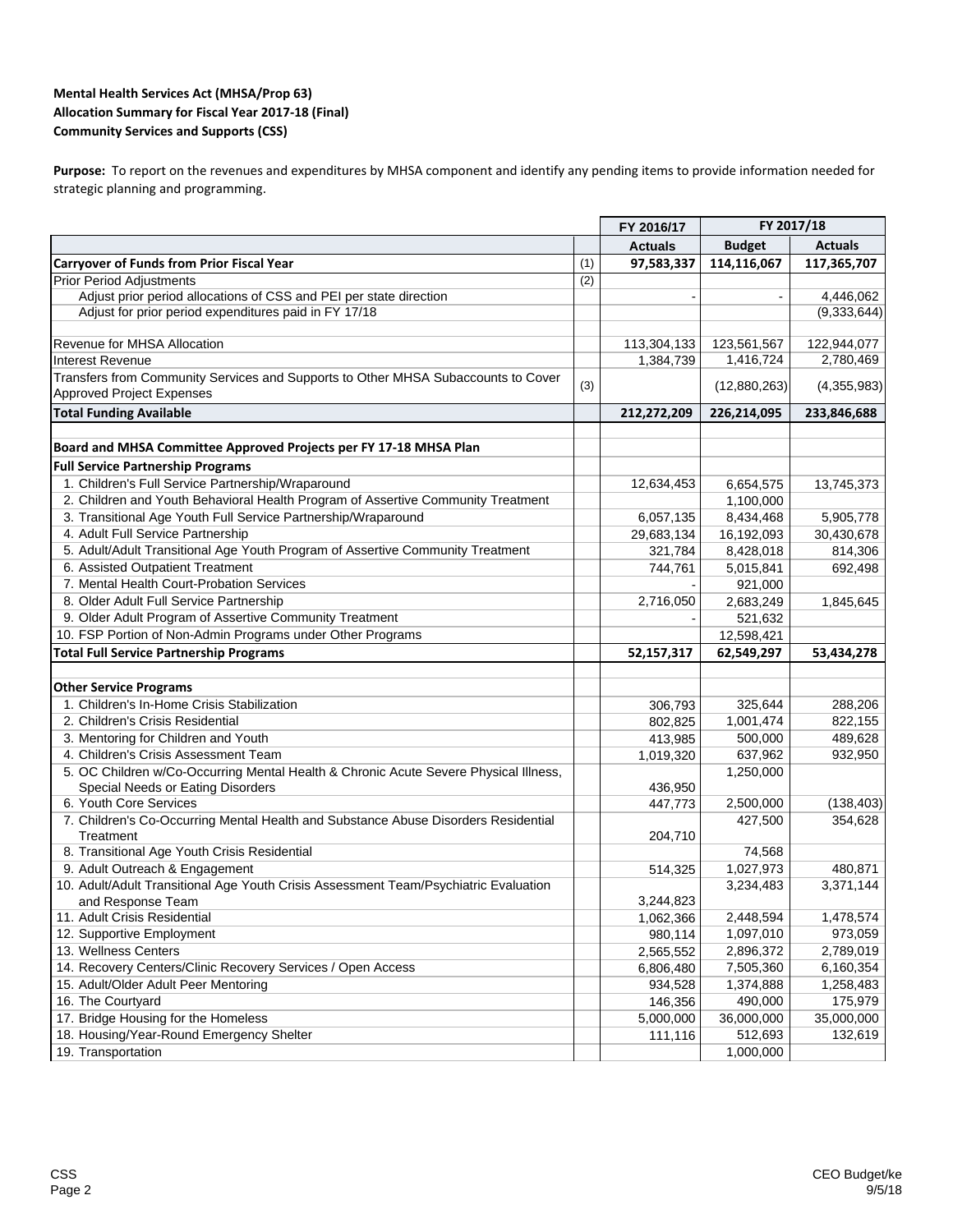**Mental Health Services Act (MHSA/Prop 63)**
**Allocation Summary for Fiscal Year 2017-18 (Final)**
**Community Services and Supports (CSS)**

**Purpose:** To report on the revenues and expenditures by MHSA component and identify any pending items to provide information needed for strategic planning and programming.

| | | FY 2016/17 | FY 2017/18 | |
|---|---|---|---|---|
| | | **Actuals** | **Budget** | **Actuals** |
| **Carryover of Funds from Prior Fiscal Year** | (1) | **97,583,337** | **114,116,067** | **117,365,707** |
| Prior Period Adjustments | (2) | | | |
| Adjust prior period allocations of CSS and PEI per state direction | | - | - | 4,446,062 |
| Adjust for prior period expenditures paid in FY 17/18 | | | | (9,333,644) |
| Revenue for MHSA Allocation | | 113,304,133 | 123,561,567 | 122,944,077 |
| Interest Revenue | | 1,384,739 | 1,416,724 | 2,780,469 |
| Transfers from Community Services and Supports to Other MHSA Subaccounts to Cover Approved Project Expenses | (3) | | (12,880,263) | (4,355,983) |
| **Total Funding Available** | | **212,272,209** | **226,214,095** | **233,846,688** |
| **Board and MHSA Committee Approved Projects per FY 17-18 MHSA Plan** | | | | |
| **Full Service Partnership Programs** | | | | |
| 1. Children's Full Service Partnership/Wraparound | | 12,634,453 | 6,654,575 | 13,745,373 |
| 2. Children and Youth Behavioral Health Program of Assertive Community Treatment | | | 1,100,000 | |
| 3. Transitional Age Youth Full Service Partnership/Wraparound | | 6,057,135 | 8,434,468 | 5,905,778 |
| 4. Adult Full Service Partnership | | 29,683,134 | 16,192,093 | 30,430,678 |
| 5. Adult/Adult Transitional Age Youth Program of Assertive Community Treatment | | 321,784 | 8,428,018 | 814,306 |
| 6. Assisted Outpatient Treatment | | 744,761 | 5,015,841 | 692,498 |
| 7. Mental Health Court-Probation Services | | - | 921,000 | |
| 8. Older Adult Full Service Partnership | | 2,716,050 | 2,683,249 | 1,845,645 |
| 9. Older Adult Program of Assertive Community Treatment | | - | 521,632 | |
| 10. FSP Portion of Non-Admin Programs under Other Programs | | | 12,598,421 | |
| **Total Full Service Partnership Programs** | | **52,157,317** | **62,549,297** | **53,434,278** |
| **Other Service Programs** | | | | |
| 1. Children's In-Home Crisis Stabilization | | 306,793 | 325,644 | 288,206 |
| 2. Children's Crisis Residential | | 802,825 | 1,001,474 | 822,155 |
| 3. Mentoring for Children and Youth | | 413,985 | 500,000 | 489,628 |
| 4. Children's Crisis Assessment Team | | 1,019,320 | 637,962 | 932,950 |
| 5. OC Children w/Co-Occurring Mental Health & Chronic Acute Severe Physical Illness, Special Needs or Eating Disorders | | 436,950 | 1,250,000 | |
| 6. Youth Core Services | | 447,773 | 2,500,000 | (138,403) |
| 7. Children's Co-Occurring Mental Health and Substance Abuse Disorders Residential Treatment | | 204,710 | 427,500 | 354,628 |
| 8. Transitional Age Youth Crisis Residential | | | 74,568 | |
| 9. Adult Outreach & Engagement | | 514,325 | 1,027,973 | 480,871 |
| 10. Adult/Adult Transitional Age Youth Crisis Assessment Team/Psychiatric Evaluation and Response Team | | 3,244,823 | 3,234,483 | 3,371,144 |
| 11. Adult Crisis Residential | | 1,062,366 | 2,448,594 | 1,478,574 |
| 12. Supportive Employment | | 980,114 | 1,097,010 | 973,059 |
| 13. Wellness Centers | | 2,565,552 | 2,896,372 | 2,789,019 |
| 14. Recovery Centers/Clinic Recovery Services / Open Access | | 6,806,480 | 7,505,360 | 6,160,354 |
| 15. Adult/Older Adult Peer Mentoring | | 934,528 | 1,374,888 | 1,258,483 |
| 16. The Courtyard | | 146,356 | 490,000 | 175,979 |
| 17. Bridge Housing for the Homeless | | 5,000,000 | 36,000,000 | 35,000,000 |
| 18. Housing/Year-Round Emergency Shelter | | 111,116 | 512,693 | 132,619 |
| 19. Transportation | | | 1,000,000 | |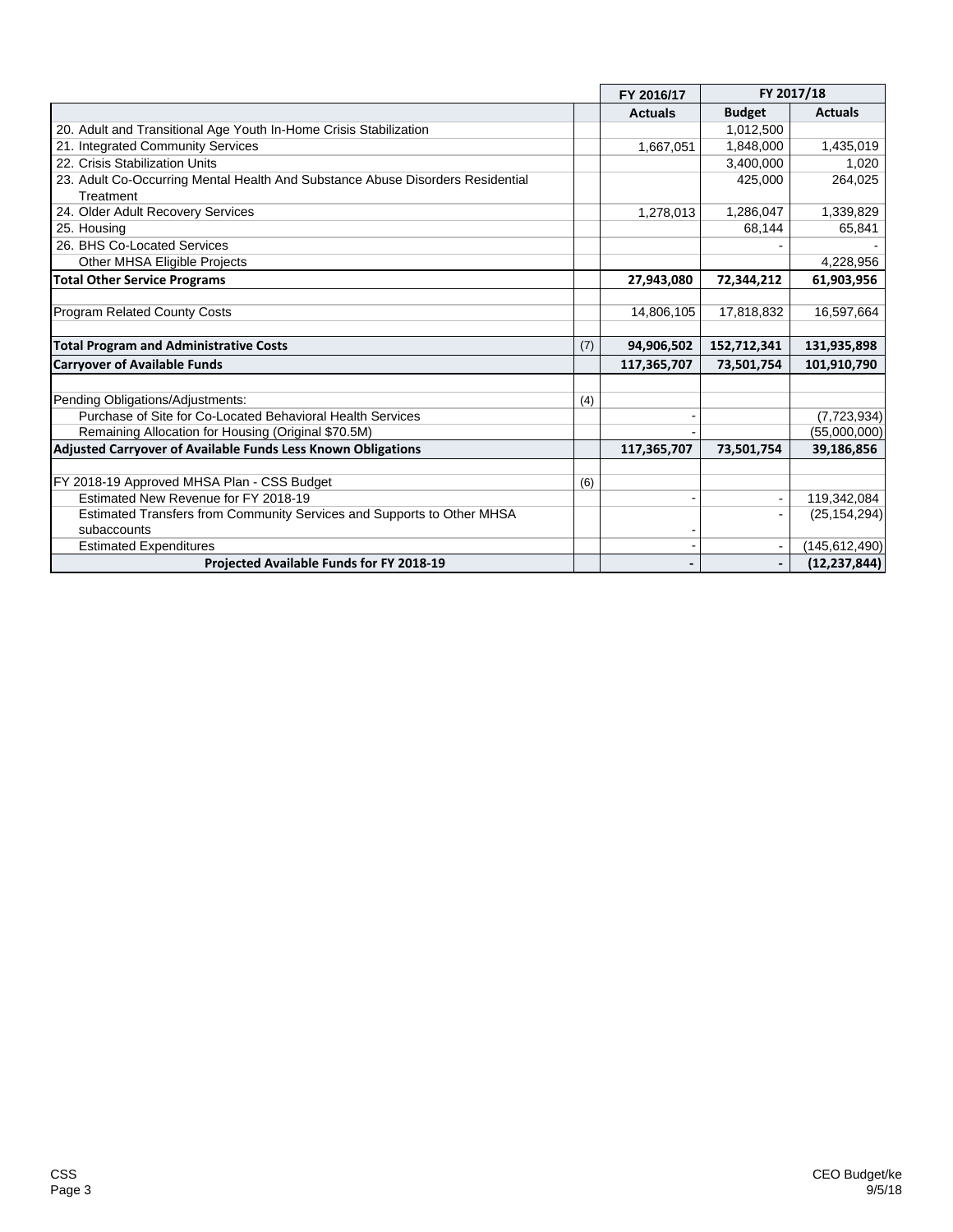| | | FY 2016/17 | FY 2017/18 | |
|---|---|---|---|---|
| | | **Actuals** | **Budget** | **Actuals** |
| 20. Adult and Transitional Age Youth In-Home Crisis Stabilization | | | 1,012,500 | |
| 21. Integrated Community Services | | 1,667,051 | 1,848,000 | 1,435,019 |
| 22. Crisis Stabilization Units | | | 3,400,000 | 1,020 |
| 23. Adult Co-Occurring Mental Health And Substance Abuse Disorders Residential Treatment | | | 425,000 | 264,025 |
| 24. Older Adult Recovery Services | | 1,278,013 | 1,286,047 | 1,339,829 |
| 25. Housing | | | 68,144 | 65,841 |
| 26. BHS Co-Located Services | | | - | - |
| Other MHSA Eligible Projects | | | | 4,228,956 |
| **Total Other Service Programs** | | **27,943,080** | **72,344,212** | **61,903,956** |
| | | | | |
| Program Related County Costs | | 14,806,105 | 17,818,832 | 16,597,664 |
| | | | | |
| **Total Program and Administrative Costs** | (7) | **94,906,502** | **152,712,341** | **131,935,898** |
| **Carryover of Available Funds** | | **117,365,707** | **73,501,754** | **101,910,790** |
| | | | | |
| Pending Obligations/Adjustments: | (4) | | | |
| Purchase of Site for Co-Located Behavioral Health Services | | - | | (7,723,934) |
| Remaining Allocation for Housing (Original $70.5M) | | - | | (55,000,000) |
| **Adjusted Carryover of Available Funds Less Known Obligations** | | **117,365,707** | **73,501,754** | **39,186,856** |
| | | | | |
| FY 2018-19 Approved MHSA Plan - CSS Budget | (6) | | | |
| Estimated New Revenue for FY 2018-19 | | - | - | 119,342,084 |
| Estimated Transfers from Community Services and Supports to Other MHSA subaccounts | | - | - | (25,154,294) |
| Estimated Expenditures | | - | - | (145,612,490) |
| **Projected Available Funds for FY 2018-19** | | **-** | **-** | **(12,237,844)** |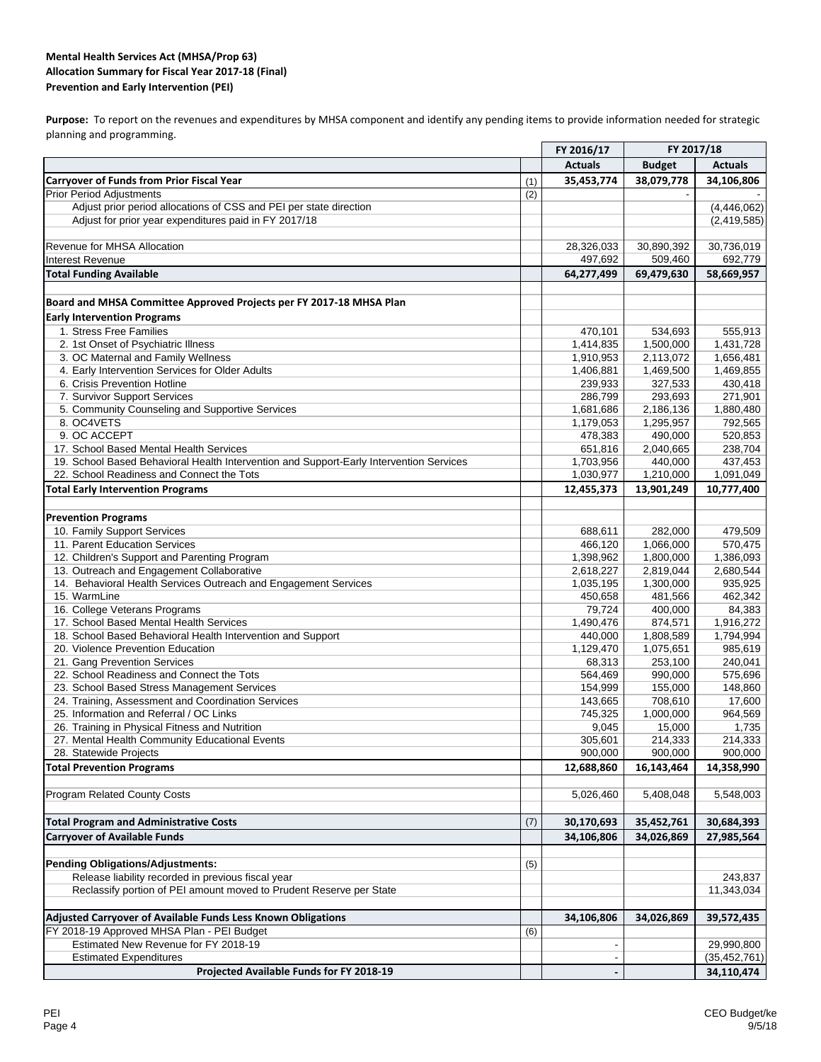**Mental Health Services Act (MHSA/Prop 63)**
**Allocation Summary for Fiscal Year 2017-18 (Final)**
**Prevention and Early Intervention (PEI)**

**Purpose:** To report on the revenues and expenditures by MHSA component and identify any pending items to provide information needed for strategic planning and programming.

| | | FY 2016/17 | FY 2017/18 | |
|---|---|---|---|---|
| | | **Actuals** | **Budget** | **Actuals** |
| **Carryover of Funds from Prior Fiscal Year** | (1) | **35,453,774** | **38,079,778** | **34,106,806** |
| Prior Period Adjustments | (2) | | - | - |
| Adjust prior period allocations of CSS and PEI per state direction | | | | (4,446,062) |
| Adjust for prior year expenditures paid in FY 2017/18 | | | | (2,419,585) |
| | | | | |
| Revenue for MHSA Allocation | | 28,326,033 | 30,890,392 | 30,736,019 |
| Interest Revenue | | 497,692 | 509,460 | 692,779 |
| **Total Funding Available** | | **64,277,499** | **69,479,630** | **58,669,957** |
| | | | | |
| **Board and MHSA Committee Approved Projects per FY 2017-18 MHSA Plan** | | | | |
| **Early Intervention Programs** | | | | |
| 1. Stress Free Families | | 470,101 | 534,693 | 555,913 |
| 2. 1st Onset of Psychiatric Illness | | 1,414,835 | 1,500,000 | 1,431,728 |
| 3. OC Maternal and Family Wellness | | 1,910,953 | 2,113,072 | 1,656,481 |
| 4. Early Intervention Services for Older Adults | | 1,406,881 | 1,469,500 | 1,469,855 |
| 6. Crisis Prevention Hotline | | 239,933 | 327,533 | 430,418 |
| 7. Survivor Support Services | | 286,799 | 293,693 | 271,901 |
| 5. Community Counseling and Supportive Services | | 1,681,686 | 2,186,136 | 1,880,480 |
| 8. OC4VETS | | 1,179,053 | 1,295,957 | 792,565 |
| 9. OC ACCEPT | | 478,383 | 490,000 | 520,853 |
| 17. School Based Mental Health Services | | 651,816 | 2,040,665 | 238,704 |
| 19. School Based Behavioral Health Intervention and Support-Early Intervention Services | | 1,703,956 | 440,000 | 437,453 |
| 22. School Readiness and Connect the Tots | | 1,030,977 | 1,210,000 | 1,091,049 |
| **Total Early Intervention Programs** | | **12,455,373** | **13,901,249** | **10,777,400** |
| | | | | |
| **Prevention Programs** | | | | |
| 10. Family Support Services | | 688,611 | 282,000 | 479,509 |
| 11. Parent Education Services | | 466,120 | 1,066,000 | 570,475 |
| 12. Children's Support and Parenting Program | | 1,398,962 | 1,800,000 | 1,386,093 |
| 13. Outreach and Engagement Collaborative | | 2,618,227 | 2,819,044 | 2,680,544 |
| 14. Behavioral Health Services Outreach and Engagement Services | | 1,035,195 | 1,300,000 | 935,925 |
| 15. WarmLine | | 450,658 | 481,566 | 462,342 |
| 16. College Veterans Programs | | 79,724 | 400,000 | 84,383 |
| 17. School Based Mental Health Services | | 1,490,476 | 874,571 | 1,916,272 |
| 18. School Based Behavioral Health Intervention and Support | | 440,000 | 1,808,589 | 1,794,994 |
| 20. Violence Prevention Education | | 1,129,470 | 1,075,651 | 985,619 |
| 21. Gang Prevention Services | | 68,313 | 253,100 | 240,041 |
| 22. School Readiness and Connect the Tots | | 564,469 | 990,000 | 575,696 |
| 23. School Based Stress Management Services | | 154,999 | 155,000 | 148,860 |
| 24. Training, Assessment and Coordination Services | | 143,665 | 708,610 | 17,600 |
| 25. Information and Referral / OC Links | | 745,325 | 1,000,000 | 964,569 |
| 26. Training in Physical Fitness and Nutrition | | 9,045 | 15,000 | 1,735 |
| 27. Mental Health Community Educational Events | | 305,601 | 214,333 | 214,333 |
| 28. Statewide Projects | | 900,000 | 900,000 | 900,000 |
| **Total Prevention Programs** | | **12,688,860** | **16,143,464** | **14,358,990** |
| | | | | |
| Program Related County Costs | | 5,026,460 | 5,408,048 | 5,548,003 |
| | | | | |
| **Total Program and Administrative Costs** | (7) | **30,170,693** | **35,452,761** | **30,684,393** |
| **Carryover of Available Funds** | | **34,106,806** | **34,026,869** | **27,985,564** |
| | | | | |
| **Pending Obligations/Adjustments:** | (5) | | | |
| Release liability recorded in previous fiscal year | | | | 243,837 |
| Reclassify portion of PEI amount moved to Prudent Reserve per State | | | | 11,343,034 |
| | | | | |
| **Adjusted Carryover of Available Funds Less Known Obligations** | | **34,106,806** | **34,026,869** | **39,572,435** |
| FY 2018-19 Approved MHSA Plan - PEI Budget | (6) | | | |
| Estimated New Revenue for FY 2018-19 | | - | | 29,990,800 |
| Estimated Expenditures | | - | | (35,452,761) |
| **Projected Available Funds for FY 2018-19** | | **-** | | **34,110,474** |

PEI
Page 4

CEO Budget/ke
9/5/18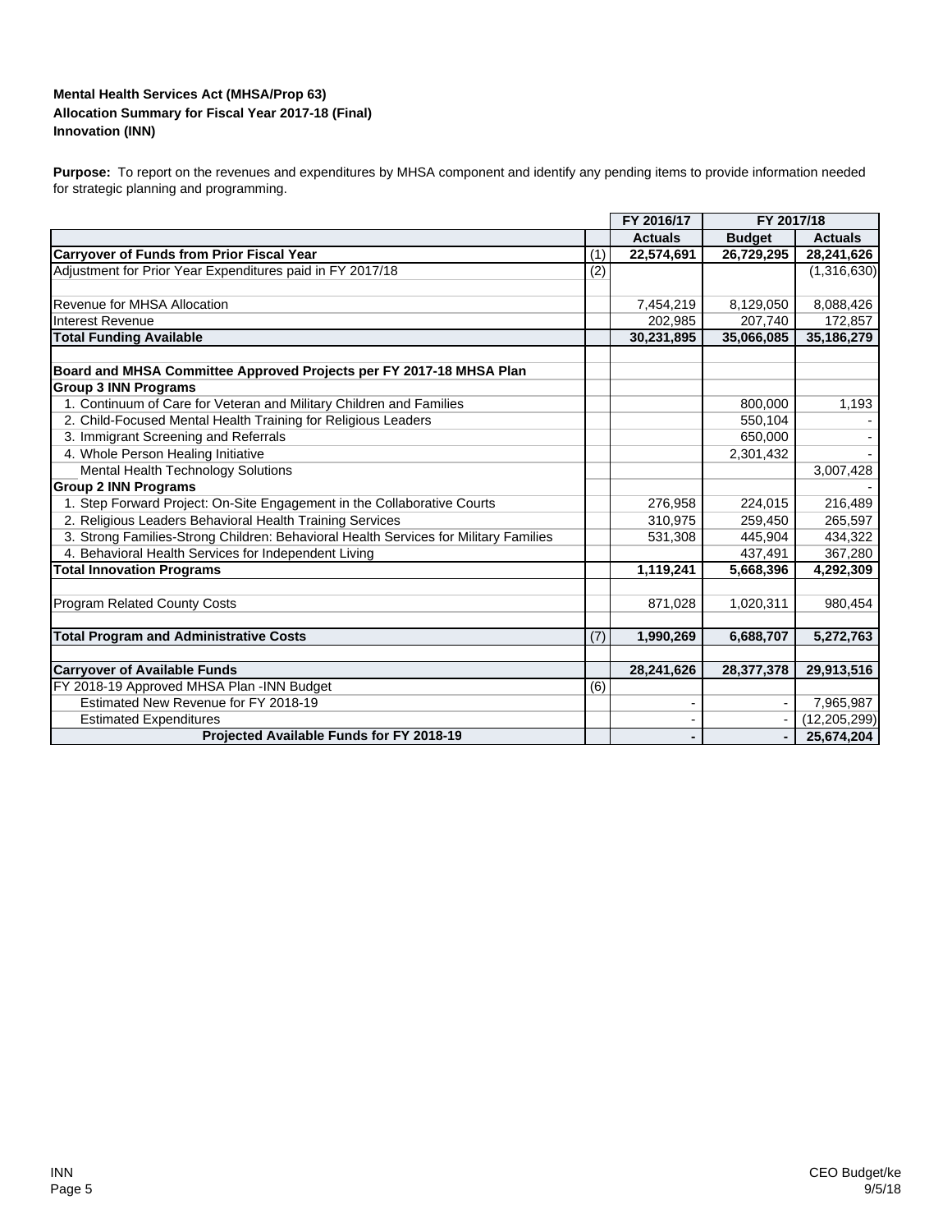**Mental Health Services Act (MHSA/Prop 63)**
**Allocation Summary for Fiscal Year 2017-18 (Final)**
**Innovation (INN)**

**Purpose:** To report on the revenues and expenditures by MHSA component and identify any pending items to provide information needed for strategic planning and programming.

| | | FY 2016/17 | FY 2017/18 | |
|---|---|---|---|---|
| | | **Actuals** | **Budget** | **Actuals** |
| **Carryover of Funds from Prior Fiscal Year** | (1) | **22,574,691** | **26,729,295** | **28,241,626** |
| Adjustment for Prior Year Expenditures paid in FY 2017/18 | (2) | | | (1,316,630) |
| | | | | |
| Revenue for MHSA Allocation | | 7,454,219 | 8,129,050 | 8,088,426 |
| Interest Revenue | | 202,985 | 207,740 | 172,857 |
| **Total Funding Available** | | **30,231,895** | **35,066,085** | **35,186,279** |
| | | | | |
| **Board and MHSA Committee Approved Projects per FY 2017-18 MHSA Plan** | | | | |
| **Group 3 INN Programs** | | | | |
| 1. Continuum of Care for Veteran and Military Children and Families | | | 800,000 | 1,193 |
| 2. Child-Focused Mental Health Training for Religious Leaders | | | 550,104 | - |
| 3. Immigrant Screening and Referrals | | | 650,000 | - |
| 4. Whole Person Healing Initiative | | | 2,301,432 | - |
| Mental Health Technology Solutions | | | | 3,007,428 |
| **Group 2 INN Programs** | | | | - |
| 1. Step Forward Project: On-Site Engagement in the Collaborative Courts | | 276,958 | 224,015 | 216,489 |
| 2. Religious Leaders Behavioral Health Training Services | | 310,975 | 259,450 | 265,597 |
| 3. Strong Families-Strong Children: Behavioral Health Services for Military Families | | 531,308 | 445,904 | 434,322 |
| 4. Behavioral Health Services for Independent Living | | | 437,491 | 367,280 |
| **Total Innovation Programs** | | **1,119,241** | **5,668,396** | **4,292,309** |
| | | | | |
| Program Related County Costs | | 871,028 | 1,020,311 | 980,454 |
| | | | | |
| **Total Program and Administrative Costs** | (7) | **1,990,269** | **6,688,707** | **5,272,763** |
| | | | | |
| **Carryover of Available Funds** | | **28,241,626** | **28,377,378** | **29,913,516** |
| FY 2018-19 Approved MHSA Plan -INN Budget | (6) | | | |
| Estimated New Revenue for FY 2018-19 | | - | - | 7,965,987 |
| Estimated Expenditures | | - | - | (12,205,299) |
| **Projected Available Funds for FY 2018-19** | | **-** | **-** | **25,674,204** |

INN

CEO Budget/ke
9/5/18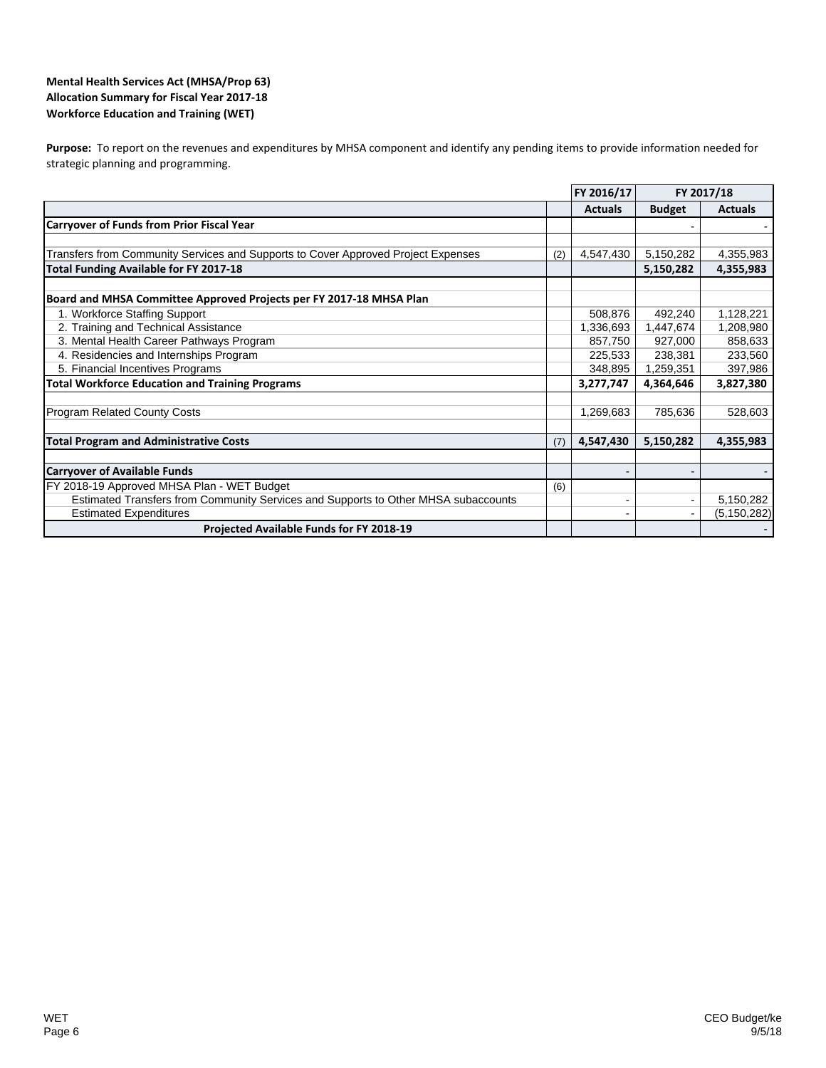**Mental Health Services Act (MHSA/Prop 63)**
**Allocation Summary for Fiscal Year 2017-18**
**Workforce Education and Training (WET)**

**Purpose:** To report on the revenues and expenditures by MHSA component and identify any pending items to provide information needed for strategic planning and programming.

| | | FY 2016/17 | FY 2017/18 | |
|---|---|---|---|---|
| | | **Actuals** | **Budget** | **Actuals** |
| **Carryover of Funds from Prior Fiscal Year** | | | - | - |
| | | | | |
| Transfers from Community Services and Supports to Cover Approved Project Expenses | (2) | 4,547,430 | 5,150,282 | 4,355,983 |
| **Total Funding Available for FY 2017-18** | | | **5,150,282** | **4,355,983** |
| | | | | |
| **Board and MHSA Committee Approved Projects per FY 2017-18 MHSA Plan** | | | | |
| 1. Workforce Staffing Support | | 508,876 | 492,240 | 1,128,221 |
| 2. Training and Technical Assistance | | 1,336,693 | 1,447,674 | 1,208,980 |
| 3. Mental Health Career Pathways Program | | 857,750 | 927,000 | 858,633 |
| 4. Residencies and Internships Program | | 225,533 | 238,381 | 233,560 |
| 5. Financial Incentives Programs | | 348,895 | 1,259,351 | 397,986 |
| **Total Workforce Education and Training Programs** | | **3,277,747** | **4,364,646** | **3,827,380** |
| | | | | |
| Program Related County Costs | | 1,269,683 | 785,636 | 528,603 |
| | | | | |
| **Total Program and Administrative Costs** | (7) | **4,547,430** | **5,150,282** | **4,355,983** |
| | | | | |
| **Carryover of Available Funds** | | - | - | - |
| FY 2018-19 Approved MHSA Plan - WET Budget | (6) | | | |
| Estimated Transfers from Community Services and Supports to Other MHSA subaccounts | | - | - | 5,150,282 |
| Estimated Expenditures | | - | - | (5,150,282) |
| **Projected Available Funds for FY 2018-19** | | | | - |

WET
Page 6

CEO Budget/ke
9/5/18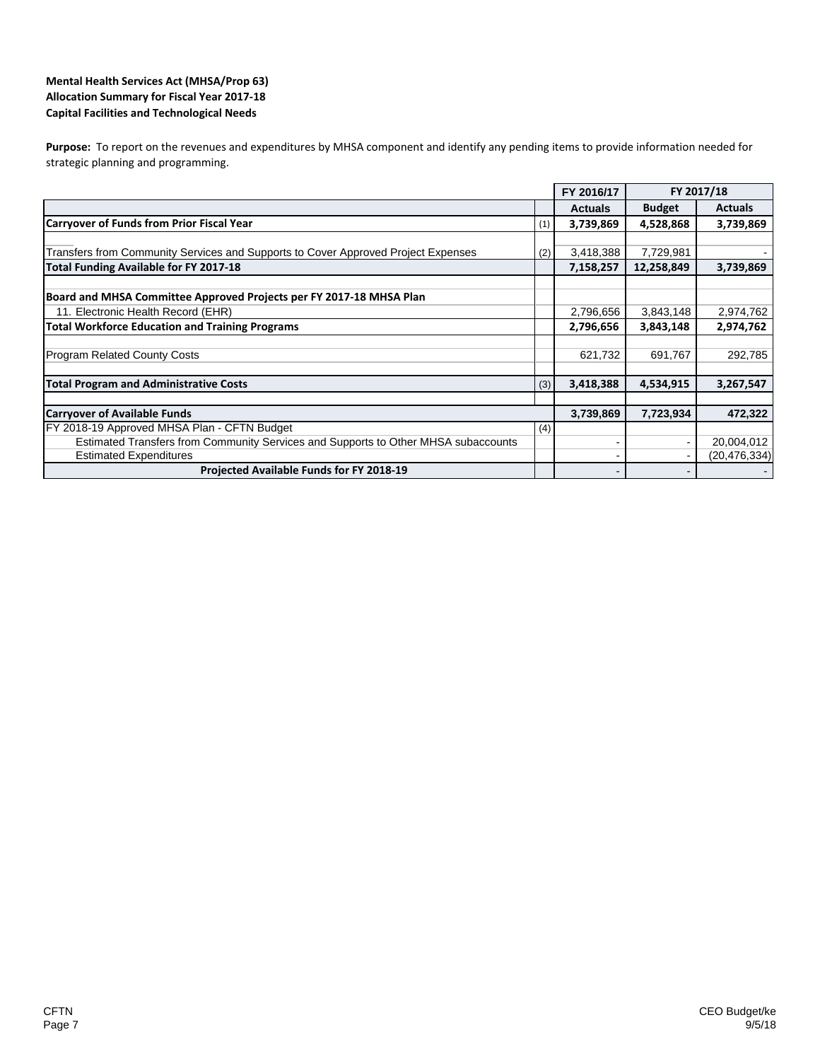**Mental Health Services Act (MHSA/Prop 63)**
**Allocation Summary for Fiscal Year 2017-18**
**Capital Facilities and Technological Needs**

**Purpose:** To report on the revenues and expenditures by MHSA component and identify any pending items to provide information needed for strategic planning and programming.

| | | FY 2016/17 | FY 2017/18 | |
|---|---|---|---|---|
| | | **Actuals** | **Budget** | **Actuals** |
| **Carryover of Funds from Prior Fiscal Year** | (1) | **3,739,869** | **4,528,868** | **3,739,869** |
| | | | | |
| Transfers from Community Services and Supports to Cover Approved Project Expenses | (2) | 3,418,388 | 7,729,981 | - |
| **Total Funding Available for FY 2017-18** | | **7,158,257** | **12,258,849** | **3,739,869** |
| | | | | |
| **Board and MHSA Committee Approved Projects per FY 2017-18 MHSA Plan** | | | | |
| 11. Electronic Health Record (EHR) | | 2,796,656 | 3,843,148 | 2,974,762 |
| **Total Workforce Education and Training Programs** | | **2,796,656** | **3,843,148** | **2,974,762** |
| | | | | |
| Program Related County Costs | | 621,732 | 691,767 | 292,785 |
| | | | | |
| **Total Program and Administrative Costs** | (3) | **3,418,388** | **4,534,915** | **3,267,547** |
| | | | | |
| **Carryover of Available Funds** | | **3,739,869** | **7,723,934** | **472,322** |
| FY 2018-19 Approved MHSA Plan - CFTN Budget | (4) | | | |
| Estimated Transfers from Community Services and Supports to Other MHSA subaccounts | | - | - | 20,004,012 |
| Estimated Expenditures | | - | - | (20,476,334) |
| **Projected Available Funds for FY 2018-19** | | - | - | - |

CFTN

CEO Budget/ke
9/5/18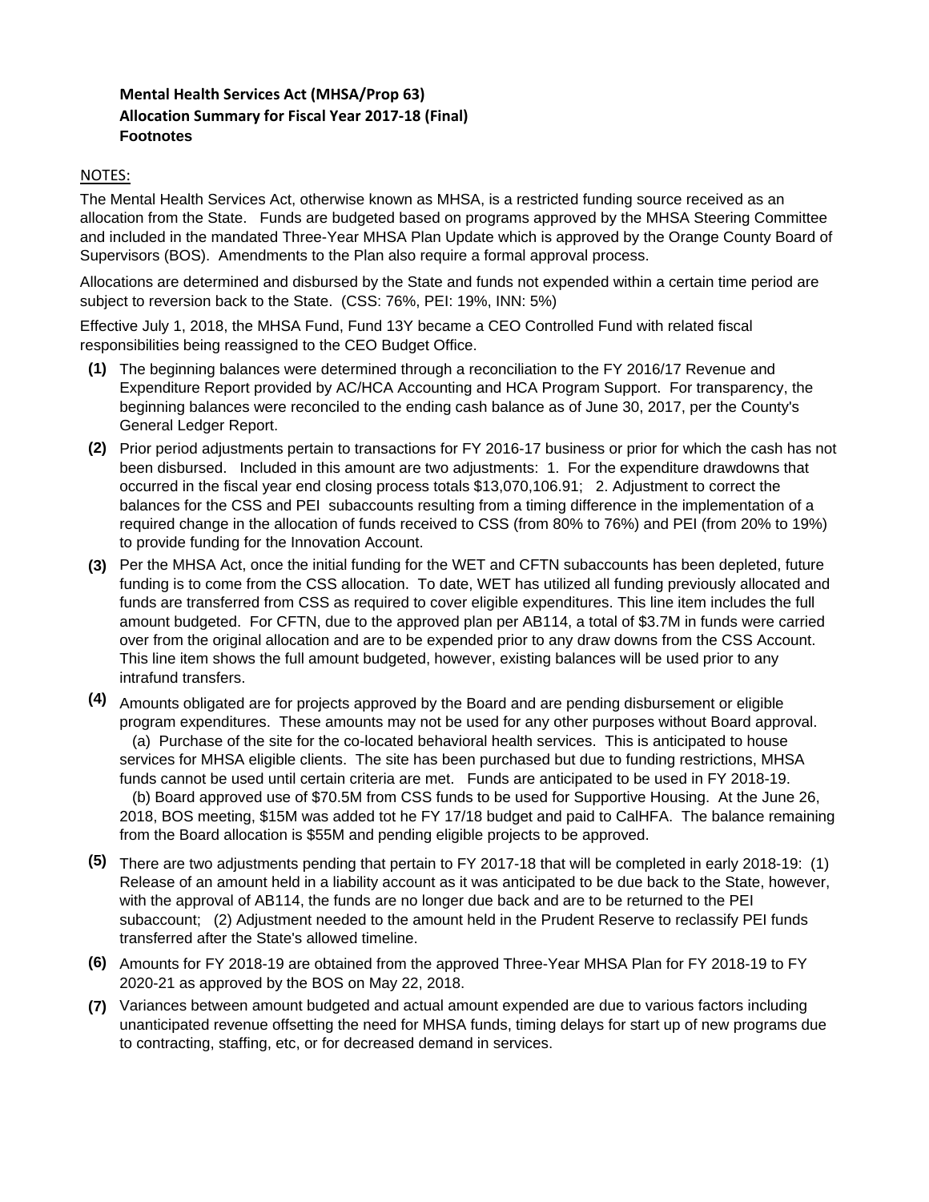**Mental Health Services Act (MHSA/Prop 63)**
**Allocation Summary for Fiscal Year 2017-18 (Final)**
**Footnotes**

NOTES:

The Mental Health Services Act, otherwise known as MHSA, is a restricted funding source received as an allocation from the State. Funds are budgeted based on programs approved by the MHSA Steering Committee and included in the mandated Three-Year MHSA Plan Update which is approved by the Orange County Board of Supervisors (BOS). Amendments to the Plan also require a formal approval process.

Allocations are determined and disbursed by the State and funds not expended within a certain time period are subject to reversion back to the State. (CSS: 76%, PEI: 19%, INN: 5%)

Effective July 1, 2018, the MHSA Fund, Fund 13Y became a CEO Controlled Fund with related fiscal responsibilities being reassigned to the CEO Budget Office.

**(1)** The beginning balances were determined through a reconciliation to the FY 2016/17 Revenue and Expenditure Report provided by AC/HCA Accounting and HCA Program Support. For transparency, the beginning balances were reconciled to the ending cash balance as of June 30, 2017, per the County's General Ledger Report.

**(2)** Prior period adjustments pertain to transactions for FY 2016-17 business or prior for which the cash has not been disbursed. Included in this amount are two adjustments: 1. For the expenditure drawdowns that occurred in the fiscal year end closing process totals $13,070,106.91; 2. Adjustment to correct the balances for the CSS and PEI subaccounts resulting from a timing difference in the implementation of a required change in the allocation of funds received to CSS (from 80% to 76%) and PEI (from 20% to 19%) to provide funding for the Innovation Account.

**(3)** Per the MHSA Act, once the initial funding for the WET and CFTN subaccounts has been depleted, future funding is to come from the CSS allocation. To date, WET has utilized all funding previously allocated and funds are transferred from CSS as required to cover eligible expenditures. This line item includes the full amount budgeted. For CFTN, due to the approved plan per AB114, a total of $3.7M in funds were carried over from the original allocation and are to be expended prior to any draw downs from the CSS Account. This line item shows the full amount budgeted, however, existing balances will be used prior to any intrafund transfers.

**(4)** Amounts obligated are for projects approved by the Board and are pending disbursement or eligible program expenditures. These amounts may not be used for any other purposes without Board approval.
(a) Purchase of the site for the co-located behavioral health services. This is anticipated to house services for MHSA eligible clients. The site has been purchased but due to funding restrictions, MHSA funds cannot be used until certain criteria are met. Funds are anticipated to be used in FY 2018-19.
(b) Board approved use of $70.5M from CSS funds to be used for Supportive Housing. At the June 26, 2018, BOS meeting, $15M was added tot he FY 17/18 budget and paid to CalHFA. The balance remaining from the Board allocation is $55M and pending eligible projects to be approved.

**(5)** There are two adjustments pending that pertain to FY 2017-18 that will be completed in early 2018-19: (1) Release of an amount held in a liability account as it was anticipated to be due back to the State, however, with the approval of AB114, the funds are no longer due back and are to be returned to the PEI subaccount; (2) Adjustment needed to the amount held in the Prudent Reserve to reclassify PEI funds transferred after the State's allowed timeline.

**(6)** Amounts for FY 2018-19 are obtained from the approved Three-Year MHSA Plan for FY 2018-19 to FY 2020-21 as approved by the BOS on May 22, 2018.

**(7)** Variances between amount budgeted and actual amount expended are due to various factors including unanticipated revenue offsetting the need for MHSA funds, timing delays for start up of new programs due to contracting, staffing, etc, or for decreased demand in services.